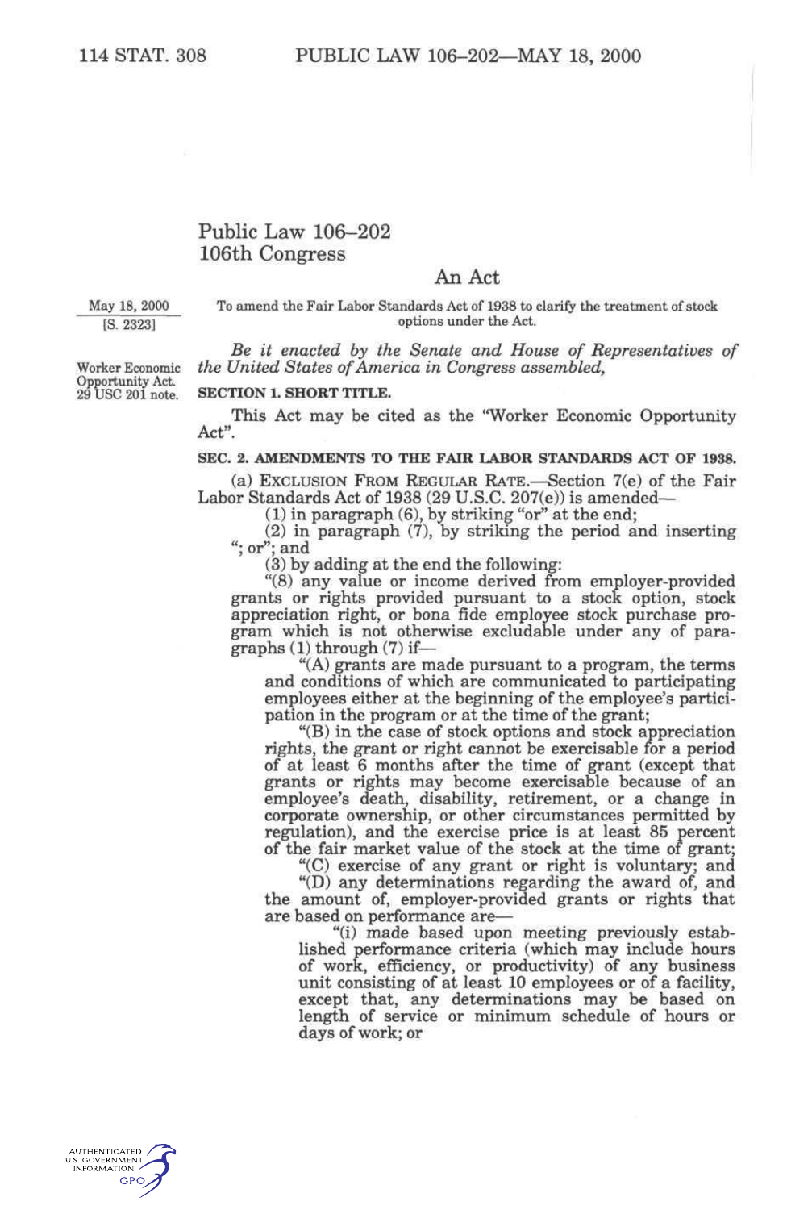# Public Law 106–202
# 106th Congress

## An Act

May 18, 2000
[S. 2323]

To amend the Fair Labor Standards Act of 1938 to clarify the treatment of stock options under the Act.

*Be it enacted by the Senate and House of Representatives of the United States of America in Congress assembled,*

Worker Economic Opportunity Act.
29 USC 201 note.

**SECTION 1. SHORT TITLE.**

This Act may be cited as the "Worker Economic Opportunity Act".

**SEC. 2. AMENDMENTS TO THE FAIR LABOR STANDARDS ACT OF 1938.**

(a) EXCLUSION FROM REGULAR RATE.—Section 7(e) of the Fair Labor Standards Act of 1938 (29 U.S.C. 207(e)) is amended—

(1) in paragraph (6), by striking "or" at the end;

(2) in paragraph (7), by striking the period and inserting "; or"; and

(3) by adding at the end the following:

"(8) any value or income derived from employer-provided grants or rights provided pursuant to a stock option, stock appreciation right, or bona fide employee stock purchase program which is not otherwise excludable under any of paragraphs (1) through (7) if—

"(A) grants are made pursuant to a program, the terms and conditions of which are communicated to participating employees either at the beginning of the employee's participation in the program or at the time of the grant;

"(B) in the case of stock options and stock appreciation rights, the grant or right cannot be exercisable for a period of at least 6 months after the time of grant (except that grants or rights may become exercisable because of an employee's death, disability, retirement, or a change in corporate ownership, or other circumstances permitted by regulation), and the exercise price is at least 85 percent of the fair market value of the stock at the time of grant;

"(C) exercise of any grant or right is voluntary; and

"(D) any determinations regarding the award of, and the amount of, employer-provided grants or rights that are based on performance are—

"(i) made based upon meeting previously established performance criteria (which may include hours of work, efficiency, or productivity) of any business unit consisting of at least 10 employees or of a facility, except that, any determinations may be based on length of service or minimum schedule of hours or days of work; or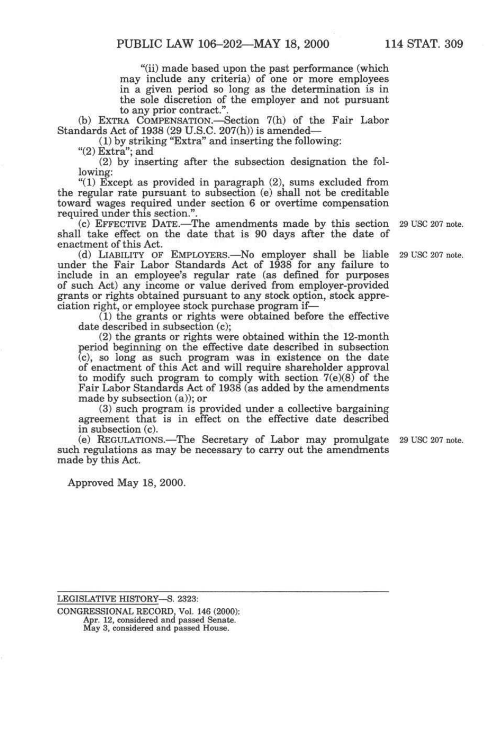"(ii) made based upon the past performance (which may include any criteria) of one or more employees in a given period so long as the determination is in the sole discretion of the employer and not pursuant to any prior contract.".

(b) EXTRA COMPENSATION.—Section 7(h) of the Fair Labor Standards Act of 1938 (29 U.S.C. 207(h)) is amended—

(1) by striking "Extra" and inserting the following:

"(2) Extra"; and

(2) by inserting after the subsection designation the following:

"(1) Except as provided in paragraph (2), sums excluded from the regular rate pursuant to subsection (e) shall not be creditable toward wages required under section 6 or overtime compensation required under this section.".

(c) EFFECTIVE DATE.—The amendments made by this section shall take effect on the date that is 90 days after the date of enactment of this Act.

29 USC 207 note.

(d) LIABILITY OF EMPLOYERS.—No employer shall be liable under the Fair Labor Standards Act of 1938 for any failure to include in an employee's regular rate (as defined for purposes of such Act) any income or value derived from employer-provided grants or rights obtained pursuant to any stock option, stock appreciation right, or employee stock purchase program if—

29 USC 207 note.

(1) the grants or rights were obtained before the effective date described in subsection (c);

(2) the grants or rights were obtained within the 12-month period beginning on the effective date described in subsection (c), so long as such program was in existence on the date of enactment of this Act and will require shareholder approval to modify such program to comply with section 7(e)(8) of the Fair Labor Standards Act of 1938 (as added by the amendments made by subsection (a)); or

(3) such program is provided under a collective bargaining agreement that is in effect on the effective date described in subsection (c).

(e) REGULATIONS.—The Secretary of Labor may promulgate such regulations as may be necessary to carry out the amendments made by this Act.

29 USC 207 note.

Approved May 18, 2000.

---

LEGISLATIVE HISTORY—S. 2323:

CONGRESSIONAL RECORD, Vol. 146 (2000):

Apr. 12, considered and passed Senate.
May 3, considered and passed House.